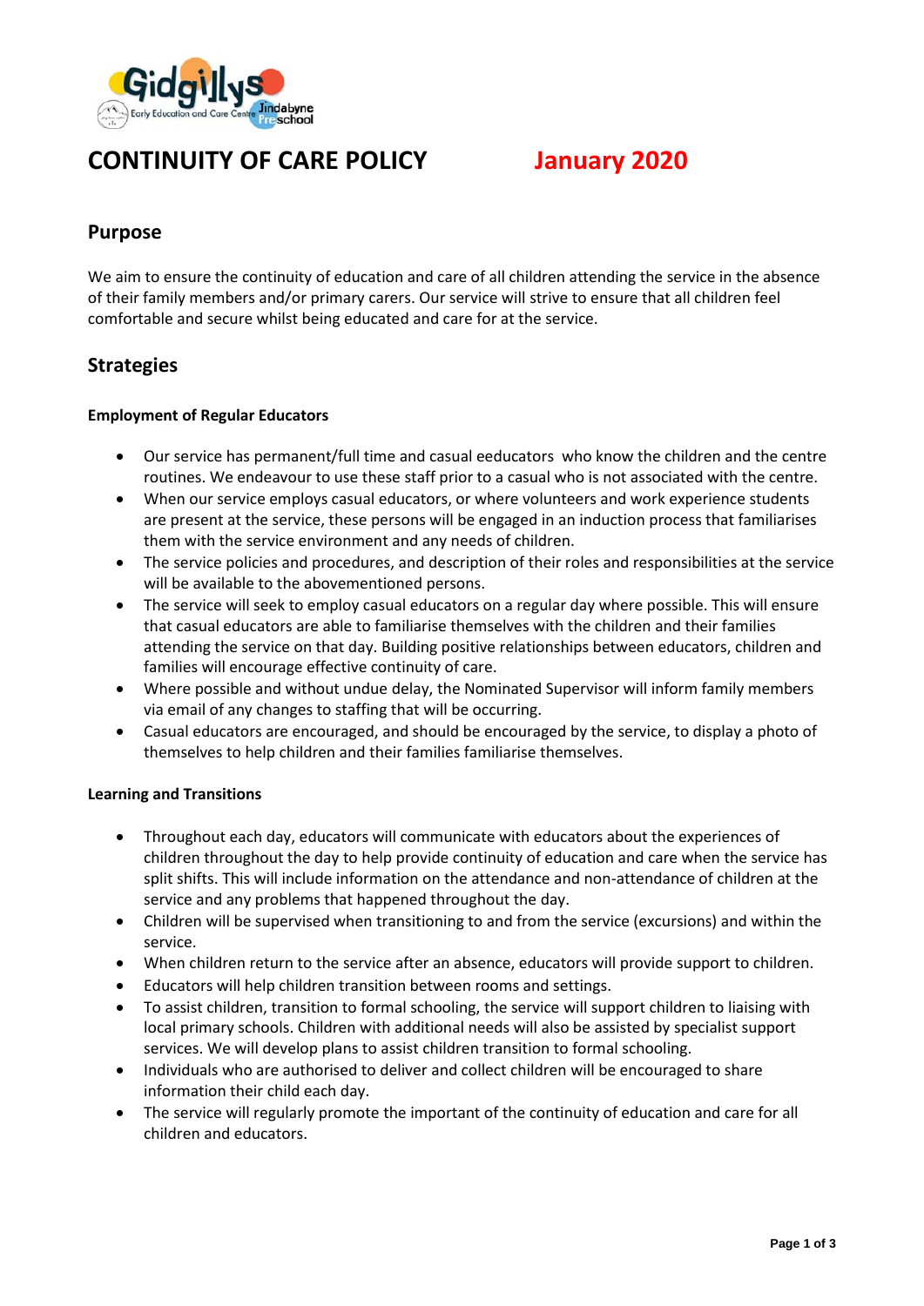# CONTINUITY OF CARE POLICY January 2020

## Purpose

We aim to ensure the continuity of education and care of all children attending the service in the absence of their family members and/or primary carers. Our service will strive to ensure that all children feel comfortable and secure whilst being educated and care for at the service.

## Strategies

**Employment of Regular Educators**

- Our service has permanent/full time and casual eeducators who know the children and the centre routines. We endeavour to use these staff prior to a casual who is not associated with the centre.
- When our service employs casual educators, or where volunteers and work experience students are present at the service, these persons will be engaged in an induction process that familiarises them with the service environment and any needs of children.
- The service policies and procedures, and description of their roles and responsibilities at the service will be available to the abovementioned persons.
- The service will seek to employ casual educators on a regular day where possible. This will ensure that casual educators are able to familiarise themselves with the children and their families attending the service on that day. Building positive relationships between educators, children and families will encourage effective continuity of care.
- Where possible and without undue delay, the Nominated Supervisor will inform family members via email of any changes to staffing that will be occurring.
- Casual educators are encouraged, and should be encouraged by the service, to display a photo of themselves to help children and their families familiarise themselves.

**Learning and Transitions**

- Throughout each day, educators will communicate with educators about the experiences of children throughout the day to help provide continuity of education and care when the service has split shifts. This will include information on the attendance and non-attendance of children at the service and any problems that happened throughout the day.
- Children will be supervised when transitioning to and from the service (excursions) and within the service.
- When children return to the service after an absence, educators will provide support to children.
- Educators will help children transition between rooms and settings.
- To assist children, transition to formal schooling, the service will support children to liaising with local primary schools. Children with additional needs will also be assisted by specialist support services. We will develop plans to assist children transition to formal schooling.
- Individuals who are authorised to deliver and collect children will be encouraged to share information their child each day.
- The service will regularly promote the important of the continuity of education and care for all children and educators.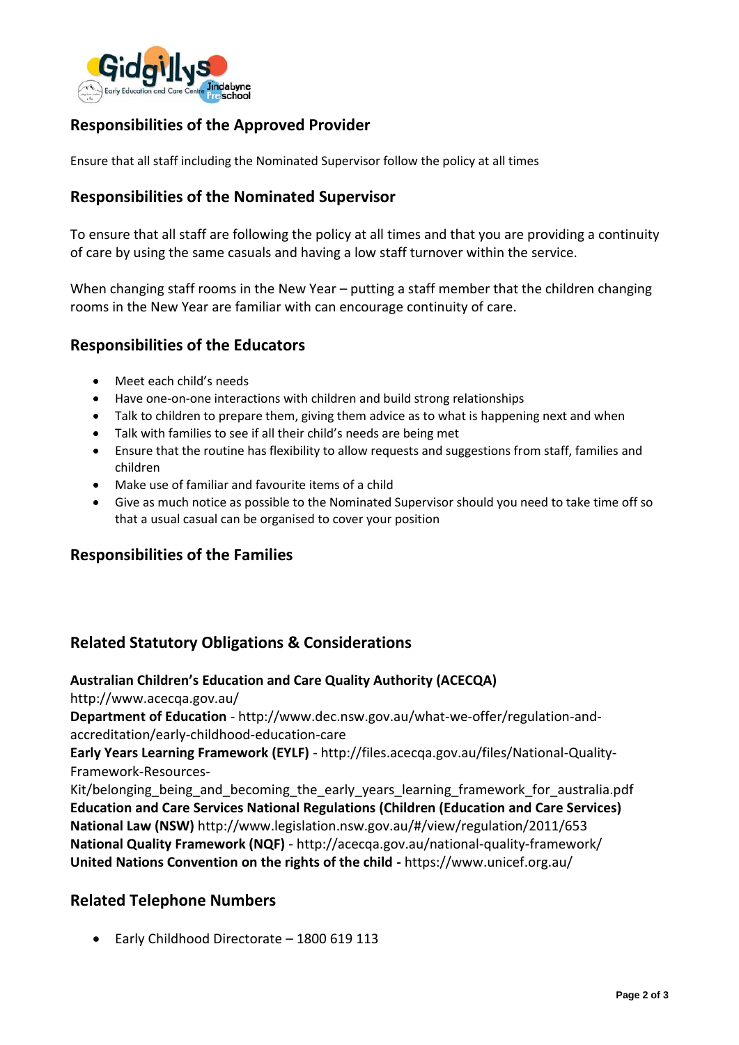## Responsibilities of the Approved Provider

Ensure that all staff including the Nominated Supervisor follow the policy at all times

## Responsibilities of the Nominated Supervisor

To ensure that all staff are following the policy at all times and that you are providing a continuity of care by using the same casuals and having a low staff turnover within the service.

When changing staff rooms in the New Year – putting a staff member that the children changing rooms in the New Year are familiar with can encourage continuity of care.

## Responsibilities of the Educators

- Meet each child's needs
- Have one-on-one interactions with children and build strong relationships
- Talk to children to prepare them, giving them advice as to what is happening next and when
- Talk with families to see if all their child's needs are being met
- Ensure that the routine has flexibility to allow requests and suggestions from staff, families and children
- Make use of familiar and favourite items of a child
- Give as much notice as possible to the Nominated Supervisor should you need to take time off so that a usual casual can be organised to cover your position

## Responsibilities of the Families

## Related Statutory Obligations & Considerations

**Australian Children's Education and Care Quality Authority (ACECQA)** http://www.acecqa.gov.au/
**Department of Education** - http://www.dec.nsw.gov.au/what-we-offer/regulation-and-accreditation/early-childhood-education-care
**Early Years Learning Framework (EYLF)** - http://files.acecqa.gov.au/files/National-Quality-Framework-Resources-Kit/belonging_being_and_becoming_the_early_years_learning_framework_for_australia.pdf
**Education and Care Services National Regulations (Children (Education and Care Services) National Law (NSW)** http://www.legislation.nsw.gov.au/#/view/regulation/2011/653
**National Quality Framework (NQF)** - http://acecqa.gov.au/national-quality-framework/
**United Nations Convention on the rights of the child -** https://www.unicef.org.au/

## Related Telephone Numbers

- Early Childhood Directorate – 1800 619 113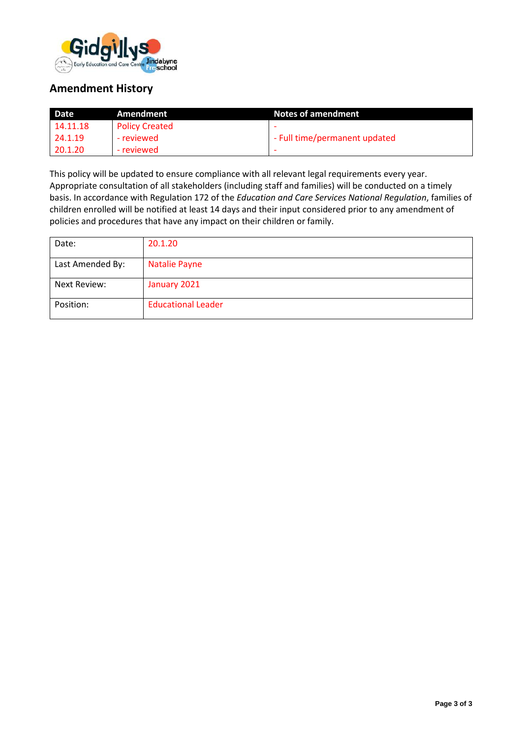## Amendment History

| Date | Amendment | Notes of amendment |
| --- | --- | --- |
| 14.11.18 | Policy Created | - |
| 24.1.19 | - reviewed | - Full time/permanent updated |
| 20.1.20 | - reviewed | - |

This policy will be updated to ensure compliance with all relevant legal requirements every year. Appropriate consultation of all stakeholders (including staff and families) will be conducted on a timely basis. In accordance with Regulation 172 of the *Education and Care Services National Regulation*, families of children enrolled will be notified at least 14 days and their input considered prior to any amendment of policies and procedures that have any impact on their children or family.

| | |
| --- | --- |
| Date: | 20.1.20 |
| Last Amended By: | Natalie Payne |
| Next Review: | January 2021 |
| Position: | Educational Leader |